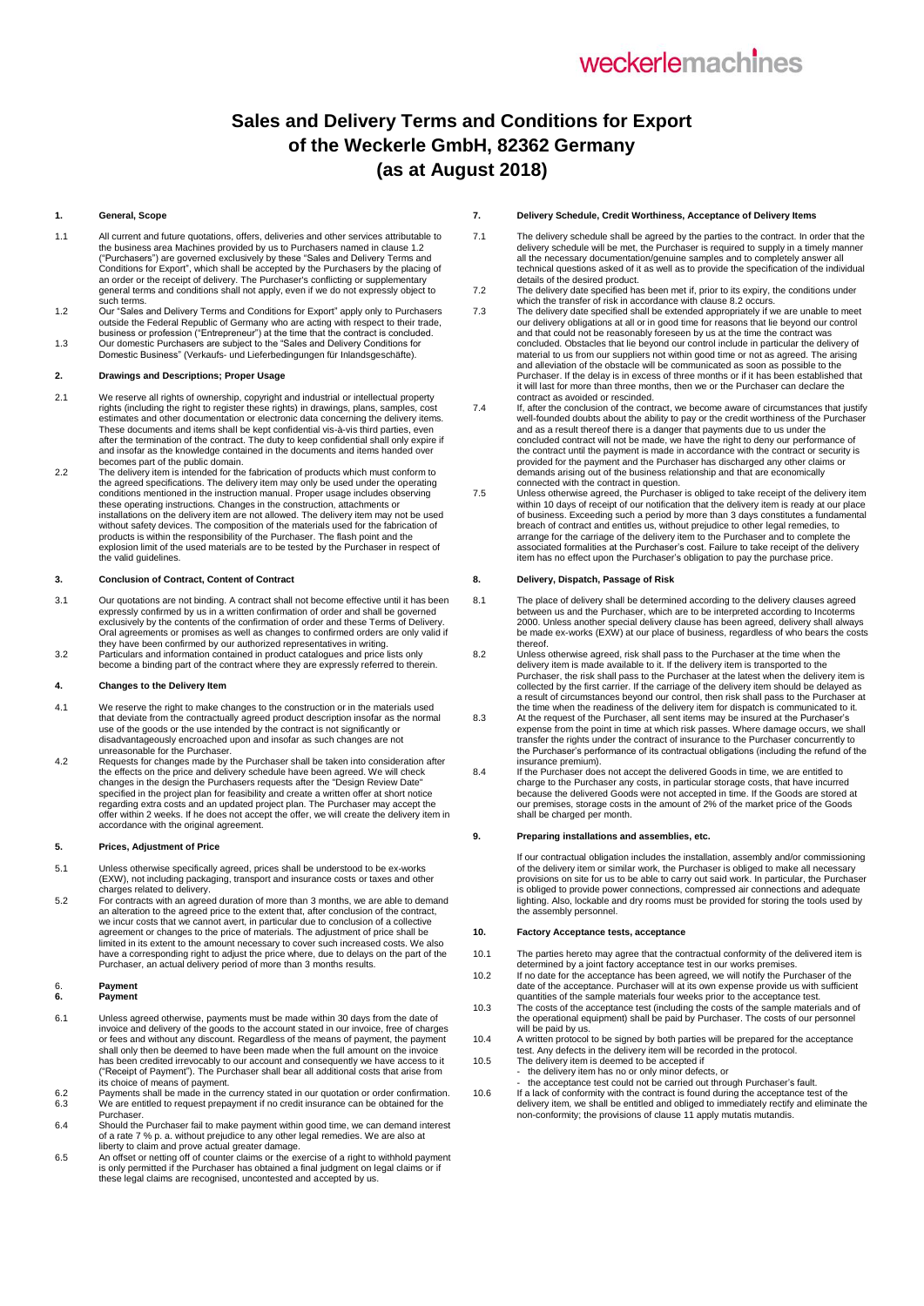weckerlemachines

# Sales and Delivery Terms and Conditions for Export of the Weckerle GmbH, 82362 Germany (as at August 2018)

## 1. General, Scope

1.1 All current and future quotations, offers, deliveries and other services attributable to the business area Machines provided by us to Purchasers named in clause 1.2 ("Purchasers") are governed exclusively by these "Sales and Delivery Terms and Conditions for Export", which shall be accepted by the Purchasers by the placing of an order or the receipt of delivery. The Purchaser's conflicting or supplementary general terms and conditions shall not apply, even if we do not expressly object to such terms.

1.2 Our "Sales and Delivery Terms and Conditions for Export" apply only to Purchasers outside the Federal Republic of Germany who are acting with respect to their trade, business or profession ("Entrepreneur") at the time that the contract is concluded.

1.3 Our domestic Purchasers are subject to the "Sales and Delivery Conditions for Domestic Business" (Verkaufs- und Lieferbedingungen für Inlandsgeschäfte).

## 2. Drawings and Descriptions; Proper Usage

2.1 We reserve all rights of ownership, copyright and industrial or intellectual property rights (including the right to register these rights) in drawings, plans, samples, cost estimates and other documentation or electronic data concerning the delivery items. These documents and items shall be kept confidential vis-à-vis third parties, even after the termination of the contract. The duty to keep confidential shall only expire if and insofar as the knowledge contained in the documents and items handed over becomes part of the public domain.

2.2 The delivery item is intended for the fabrication of products which must conform to the agreed specifications. The delivery item may only be used under the operating conditions mentioned in the instruction manual. Proper usage includes observing these operating instructions. Changes in the construction, attachments or installations on the delivery item are not allowed. The delivery item may not be used without safety devices. The composition of the materials used for the fabrication of products is within the responsibility of the Purchaser. The flash point and the explosion limit of the used materials are to be tested by the Purchaser in respect of the valid guidelines.

## 3. Conclusion of Contract, Content of Contract

3.1 Our quotations are not binding. A contract shall not become effective until it has been expressly confirmed by us in a written confirmation of order and shall be governed exclusively by the contents of the confirmation of order and these Terms of Delivery. Oral agreements or promises as well as changes to confirmed orders are only valid if they have been confirmed by our authorized representatives in writing.

3.2 Particulars and information contained in product catalogues and price lists only become a binding part of the contract where they are expressly referred to therein.

## 4. Changes to the Delivery Item

4.1 We reserve the right to make changes to the construction or in the materials used that deviate from the contractually agreed product description insofar as the normal use of the goods or the use intended by the contract is not significantly or disadvantageously encroached upon and insofar as such changes are not unreasonable for the Purchaser.

4.2 Requests for changes made by the Purchaser shall be taken into consideration after the effects on the price and delivery schedule have been agreed. We will check changes in the design the Purchasers requests after the "Design Review Date" specified in the project plan for feasibility and create a written offer at short notice regarding extra costs and an updated project plan. The Purchaser may accept the offer within 2 weeks. If he does not accept the offer, we will create the delivery item in accordance with the original agreement.

## 5. Prices, Adjustment of Price

5.1 Unless otherwise specifically agreed, prices shall be understood to be ex-works (EXW), not including packaging, transport and insurance costs or taxes and other charges related to delivery.

5.2 For contracts with an agreed duration of more than 3 months, we are able to demand an alteration to the agreed price to the extent that, after conclusion of the contract, we incur costs that we cannot avert, in particular due to conclusion of a collective agreement or changes to the price of materials. The adjustment of price shall be limited in its extent to the amount necessary to cover such increased costs. We also have a corresponding right to adjust the price where, due to delays on the part of the Purchaser, an actual delivery period of more than 3 months results.

## 6. Payment

6.1 Unless agreed otherwise, payments must be made within 30 days from the date of invoice and delivery of the goods to the account stated in our invoice, free of charges or fees and without any discount. Regardless of the means of payment, the payment shall only then be deemed to have been made when the full amount on the invoice has been credited irrevocably to our account and consequently we have access to it ("Receipt of Payment"). The Purchaser shall bear all additional costs that arise from its choice of means of payment.

6.2 Payments shall be made in the currency stated in our quotation or order confirmation.

6.3 We are entitled to request prepayment if no credit insurance can be obtained for the Purchaser.

6.4 Should the Purchaser fail to make payment within good time, we can demand interest of a rate 7 % p. a. without prejudice to any other legal remedies. We are also at liberty to claim and prove actual greater damage.

6.5 An offset or netting off of counter claims or the exercise of a right to withhold payment is only permitted if the Purchaser has obtained a final judgment on legal claims or if these legal claims are recognised, uncontested and accepted by us.

## 7. Delivery Schedule, Credit Worthiness, Acceptance of Delivery Items

7.1 The delivery schedule shall be agreed by the parties to the contract. In order that the delivery schedule will be met, the Purchaser is required to supply in a timely manner all the necessary documentation/genuine samples and to completely answer all technical questions asked of it as well as to provide the specification of the individual details of the desired product.

7.2 The delivery date specified has been met if, prior to its expiry, the conditions under which the transfer of risk in accordance with clause 8.2 occurs.

7.3 The delivery date specified shall be extended appropriately if we are unable to meet our delivery obligations at all or in good time for reasons that lie beyond our control and that could not be reasonably foreseen by us at the time the contract was concluded. Obstacles that lie beyond our control include in particular the delivery of material to us from our suppliers not within good time or not as agreed. The arising and alleviation of the obstacle will be communicated as soon as possible to the Purchaser. If the delay is in excess of three months or if it has been established that it will last for more than three months, then we or the Purchaser can declare the contract as avoided or rescinded.

7.4 If, after the conclusion of the contract, we become aware of circumstances that justify well-founded doubts about the ability to pay or the credit worthiness of the Purchaser and as a result thereof there is a danger that payments due to us under the concluded contract will not be made, we have the right to deny our performance of the contract until the payment is made in accordance with the contract or security is provided for the payment and the Purchaser has discharged any other claims or demands arising out of the business relationship and that are economically connected with the contract in question.

7.5 Unless otherwise agreed, the Purchaser is obliged to take receipt of the delivery item within 10 days of receipt of our notification that the delivery item is ready at our place of business. Exceeding such a period by more than 3 days constitutes a fundamental breach of contract and entitles us, without prejudice to other legal remedies, to arrange for the carriage of the delivery item to the Purchaser and to complete the associated formalities at the Purchaser's cost. Failure to take receipt of the delivery item has no effect upon the Purchaser's obligation to pay the purchase price.

## 8. Delivery, Dispatch, Passage of Risk

8.1 The place of delivery shall be determined according to the delivery clauses agreed between us and the Purchaser, which are to be interpreted according to Incoterms 2000. Unless another special delivery clause has been agreed, delivery shall always be made ex-works (EXW) at our place of business, regardless of who bears the costs thereof.

8.2 Unless otherwise agreed, risk shall pass to the Purchaser at the time when the delivery item is made available to it. If the delivery item is transported to the Purchaser, the risk shall pass to the Purchaser at the latest when the delivery item is collected by the first carrier. If the carriage of the delivery item should be delayed as a result of circumstances beyond our control, then risk shall pass to the Purchaser at the time when the readiness of the delivery item for dispatch is communicated to it.

8.3 At the request of the Purchaser, all sent items may be insured at the Purchaser's expense from the point in time at which risk passes. Where damage occurs, we shall transfer the rights under the contract of insurance to the Purchaser concurrently to the Purchaser's performance of its contractual obligations (including the refund of the insurance premium).

8.4 If the Purchaser does not accept the delivered Goods in time, we are entitled to charge to the Purchaser any costs, in particular storage costs, that have incurred because the delivered Goods were not accepted in time. If the Goods are stored at our premises, storage costs in the amount of 2% of the market price of the Goods shall be charged per month.

## 9. Preparing installations and assemblies, etc.

If our contractual obligation includes the installation, assembly and/or commissioning of the delivery item or similar work, the Purchaser is obliged to make all necessary provisions on site for us to be able to carry out said work. In particular, the Purchaser is obliged to provide power connections, compressed air connections and adequate lighting. Also, lockable and dry rooms must be provided for storing the tools used by the assembly personnel.

## 10. Factory Acceptance tests, acceptance

10.1 The parties hereto may agree that the contractual conformity of the delivered item is determined by a joint factory acceptance test in our works premises.

10.2 If no date for the acceptance has been agreed, we will notify the Purchaser of the date of the acceptance. Purchaser will at its own expense provide us with sufficient quantities of the sample materials four weeks prior to the acceptance test.

10.3 The costs of the acceptance test (including the costs of the sample materials and of the operational equipment) shall be paid by Purchaser. The costs of our personnel will be paid by us.

10.4 A written protocol to be signed by both parties will be prepared for the acceptance test. Any defects in the delivery item will be recorded in the protocol.

10.5 The delivery item is deemed to be accepted if

- the delivery item has no or only minor defects, or
- the acceptance test could not be carried out through Purchaser's fault.

10.6 If a lack of conformity with the contract is found during the acceptance test of the delivery item, we shall be entitled and obliged to immediately rectify and eliminate the non-conformity; the provisions of clause 11 apply mutatis mutandis.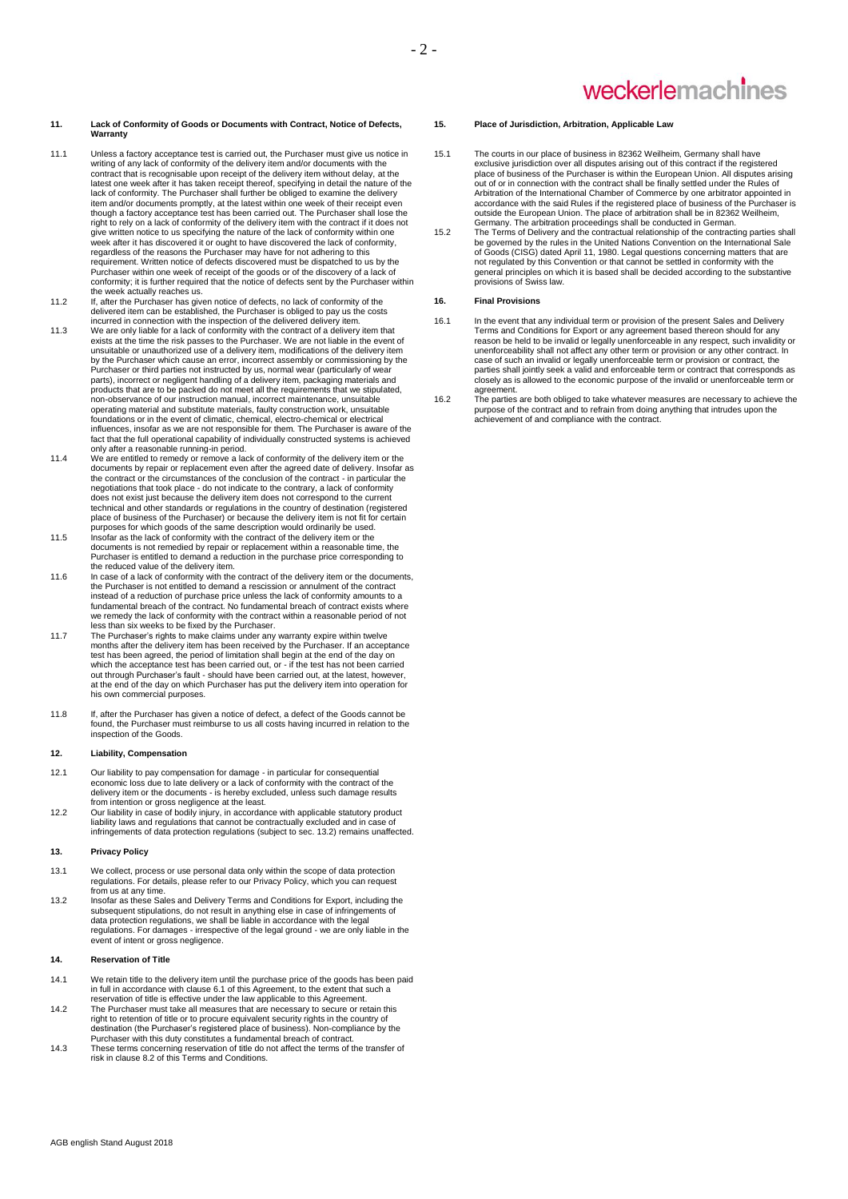## 11. Lack of Conformity of Goods or Documents with Contract, Notice of Defects, Warranty

11.1 Unless a factory acceptance test is carried out, the Purchaser must give us notice in writing of any lack of conformity of the delivery item and/or documents with the contract that is recognisable upon receipt of the delivery item without delay, at the latest one week after it has taken receipt thereof, specifying in detail the nature of the lack of conformity. The Purchaser shall further be obliged to examine the delivery item and/or documents promptly, at the latest within one week of their receipt even though a factory acceptance test has been carried out. The Purchaser shall lose the right to rely on a lack of conformity of the delivery item with the contract if it does not give written notice to us specifying the nature of the lack of conformity within one week after it has discovered it or ought to have discovered the lack of conformity, regardless of the reasons the Purchaser may have for not adhering to this requirement. Written notice of defects discovered must be dispatched to us by the Purchaser within one week of receipt of the goods or of the discovery of a lack of conformity; it is further required that the notice of defects sent by the Purchaser within the week actually reaches us.

11.2 If, after the Purchaser has given notice of defects, no lack of conformity of the delivered item can be established, the Purchaser is obliged to pay us the costs incurred in connection with the inspection of the delivered delivery item.

11.3 We are only liable for a lack of conformity with the contract of a delivery item that exists at the time the risk passes to the Purchaser. We are not liable in the event of unsuitable or unauthorized use of a delivery item, modifications of the delivery item by the Purchaser which cause an error, incorrect assembly or commissioning by the Purchaser or third parties not instructed by us, normal wear (particularly of wear parts), incorrect or negligent handling of a delivery item, packaging materials and products that are to be packed do not meet all the requirements that we stipulated, non-observance of our instruction manual, incorrect maintenance, unsuitable operating material and substitute materials, faulty construction work, unsuitable foundations or in the event of climatic, chemical, electro-chemical or electrical influences, insofar as we are not responsible for them. The Purchaser is aware of the fact that the full operational capability of individually constructed systems is achieved only after a reasonable running-in period.

11.4 We are entitled to remedy or remove a lack of conformity of the delivery item or the documents by repair or replacement even after the agreed date of delivery. Insofar as the contract or the circumstances of the conclusion of the contract - in particular the negotiations that took place - do not indicate to the contrary, a lack of conformity does not exist just because the delivery item does not correspond to the current technical and other standards or regulations in the country of destination (registered place of business of the Purchaser) or because the delivery item is not fit for certain purposes for which goods of the same description would ordinarily be used.

11.5 Insofar as the lack of conformity with the contract of the delivery item or the documents is not remedied by repair or replacement within a reasonable time, the Purchaser is entitled to demand a reduction in the purchase price corresponding to the reduced value of the delivery item.

11.6 In case of a lack of conformity with the contract of the delivery item or the documents, the Purchaser is not entitled to demand a rescission or annulment of the contract instead of a reduction of purchase price unless the lack of conformity amounts to a fundamental breach of the contract. No fundamental breach of contract exists where we remedy the lack of conformity with the contract within a reasonable period of not less than six weeks to be fixed by the Purchaser.

11.7 The Purchaser's rights to make claims under any warranty expire within twelve months after the delivery item has been received by the Purchaser. If an acceptance test has been agreed, the period of limitation shall begin at the end of the day on which the acceptance test has been carried out, or - if the test has not been carried out through Purchaser's fault - should have been carried out, at the latest, however, at the end of the day on which Purchaser has put the delivery item into operation for his own commercial purposes.

11.8 If, after the Purchaser has given a notice of defect, a defect of the Goods cannot be found, the Purchaser must reimburse to us all costs having incurred in relation to the inspection of the Goods.

## 12. Liability, Compensation

12.1 Our liability to pay compensation for damage - in particular for consequential economic loss due to late delivery or a lack of conformity with the contract of the delivery item or the documents - is hereby excluded, unless such damage results from intention or gross negligence at the least.

12.2 Our liability in case of bodily injury, in accordance with applicable statutory product liability laws and regulations that cannot be contractually excluded and in case of infringements of data protection regulations (subject to sec. 13.2) remains unaffected.

## 13. Privacy Policy

13.1 We collect, process or use personal data only within the scope of data protection regulations. For details, please refer to our Privacy Policy, which you can request from us at any time.

13.2 Insofar as these Sales and Delivery Terms and Conditions for Export, including the subsequent stipulations, do not result in anything else in case of infringements of data protection regulations, we shall be liable in accordance with the legal regulations. For damages - irrespective of the legal ground - we are only liable in the event of intent or gross negligence.

## 14. Reservation of Title

14.1 We retain title to the delivery item until the purchase price of the goods has been paid in full in accordance with clause 6.1 of this Agreement, to the extent that such a reservation of title is effective under the law applicable to this Agreement.

14.2 The Purchaser must take all measures that are necessary to secure or retain this right to retention of title or to procure equivalent security rights in the country of destination (the Purchaser's registered place of business). Non-compliance by the Purchaser with this duty constitutes a fundamental breach of contract.

14.3 These terms concerning reservation of title do not affect the terms of the transfer of risk in clause 8.2 of this Terms and Conditions.

## 15. Place of Jurisdiction, Arbitration, Applicable Law

15.1 The courts in our place of business in 82362 Weilheim, Germany shall have exclusive jurisdiction over all disputes arising out of this contract if the registered place of business of the Purchaser is within the European Union. All disputes arising out of or in connection with the contract shall be finally settled under the Rules of Arbitration of the International Chamber of Commerce by one arbitrator appointed in accordance with the said Rules if the registered place of business of the Purchaser is outside the European Union. The place of arbitration shall be in 82362 Weilheim, Germany. The arbitration proceedings shall be conducted in German.

15.2 The Terms of Delivery and the contractual relationship of the contracting parties shall be governed by the rules in the United Nations Convention on the International Sale of Goods (CISG) dated April 11, 1980. Legal questions concerning matters that are not regulated by this Convention or that cannot be settled in conformity with the general principles on which it is based shall be decided according to the substantive provisions of Swiss law.

## 16. Final Provisions

16.1 In the event that any individual term or provision of the present Sales and Delivery Terms and Conditions for Export or any agreement based thereon should for any reason be held to be invalid or legally unenforceable in any respect, such invalidity or unenforceability shall not affect any other term or provision or any other contract. In case of such an invalid or legally unenforceable term or provision or contract, the parties shall jointly seek a valid and enforceable term or contract that corresponds as closely as is allowed to the economic purpose of the invalid or unenforceable term or agreement.

16.2 The parties are both obliged to take whatever measures are necessary to achieve the purpose of the contract and to refrain from doing anything that intrudes upon the achievement of and compliance with the contract.